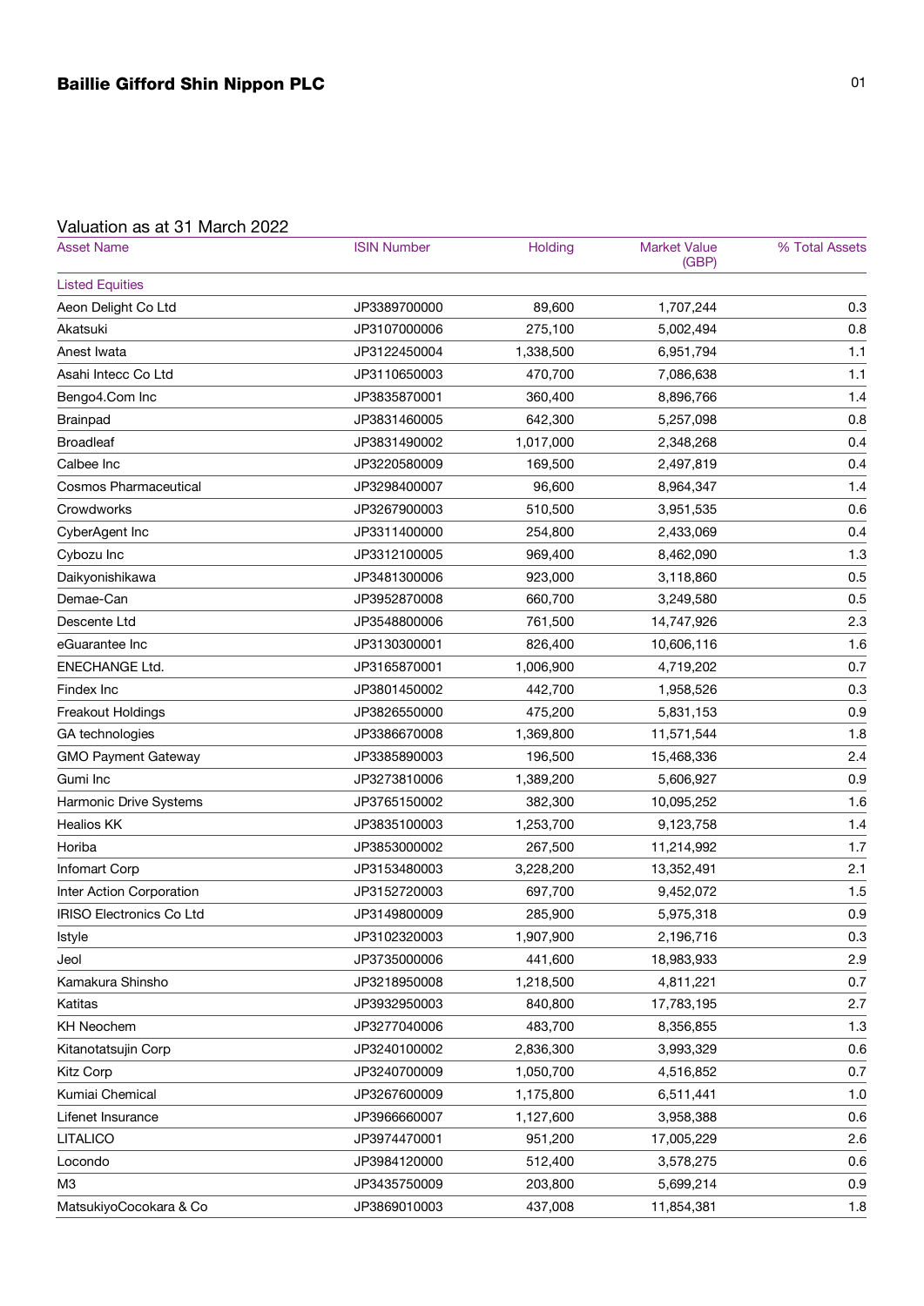## Baillie Gifford Shin Nippon PLC

### Valuation as at 31 March 2022

| Asset Name | ISIN Number | Holding | Market Value (GBP) | % Total Assets |
|---|---|---|---|---|
| Listed Equities | | | | |
| Aeon Delight Co Ltd | JP3389700000 | 89,600 | 1,707,244 | 0.3 |
| Akatsuki | JP3107000006 | 275,100 | 5,002,494 | 0.8 |
| Anest Iwata | JP3122450004 | 1,338,500 | 6,951,794 | 1.1 |
| Asahi Intecc Co Ltd | JP3110650003 | 470,700 | 7,086,638 | 1.1 |
| Bengo4.Com Inc | JP3835870001 | 360,400 | 8,896,766 | 1.4 |
| Brainpad | JP3831460005 | 642,300 | 5,257,098 | 0.8 |
| Broadleaf | JP3831490002 | 1,017,000 | 2,348,268 | 0.4 |
| Calbee Inc | JP3220580009 | 169,500 | 2,497,819 | 0.4 |
| Cosmos Pharmaceutical | JP3298400007 | 96,600 | 8,964,347 | 1.4 |
| Crowdworks | JP3267900003 | 510,500 | 3,951,535 | 0.6 |
| CyberAgent Inc | JP3311400000 | 254,800 | 2,433,069 | 0.4 |
| Cybozu Inc | JP3312100005 | 969,400 | 8,462,090 | 1.3 |
| Daikyonishikawa | JP3481300006 | 923,000 | 3,118,860 | 0.5 |
| Demae-Can | JP3952870008 | 660,700 | 3,249,580 | 0.5 |
| Descente Ltd | JP3548800006 | 761,500 | 14,747,926 | 2.3 |
| eGuarantee Inc | JP3130300001 | 826,400 | 10,606,116 | 1.6 |
| ENECHANGE Ltd. | JP3165870001 | 1,006,900 | 4,719,202 | 0.7 |
| Findex Inc | JP3801450002 | 442,700 | 1,958,526 | 0.3 |
| Freakout Holdings | JP3826550000 | 475,200 | 5,831,153 | 0.9 |
| GA technologies | JP3386670008 | 1,369,800 | 11,571,544 | 1.8 |
| GMO Payment Gateway | JP3385890003 | 196,500 | 15,468,336 | 2.4 |
| Gumi Inc | JP3273810006 | 1,389,200 | 5,606,927 | 0.9 |
| Harmonic Drive Systems | JP3765150002 | 382,300 | 10,095,252 | 1.6 |
| Healios KK | JP3835100003 | 1,253,700 | 9,123,758 | 1.4 |
| Horiba | JP3853000002 | 267,500 | 11,214,992 | 1.7 |
| Infomart Corp | JP3153480003 | 3,228,200 | 13,352,491 | 2.1 |
| Inter Action Corporation | JP3152720003 | 697,700 | 9,452,072 | 1.5 |
| IRISO Electronics Co Ltd | JP3149800009 | 285,900 | 5,975,318 | 0.9 |
| Istyle | JP3102320003 | 1,907,900 | 2,196,716 | 0.3 |
| Jeol | JP3735000006 | 441,600 | 18,983,933 | 2.9 |
| Kamakura Shinsho | JP3218950008 | 1,218,500 | 4,811,221 | 0.7 |
| Katitas | JP3932950003 | 840,800 | 17,783,195 | 2.7 |
| KH Neochem | JP3277040006 | 483,700 | 8,356,855 | 1.3 |
| Kitanotatsujin Corp | JP3240100002 | 2,836,300 | 3,993,329 | 0.6 |
| Kitz Corp | JP3240700009 | 1,050,700 | 4,516,852 | 0.7 |
| Kumiai Chemical | JP3267600009 | 1,175,800 | 6,511,441 | 1.0 |
| Lifenet Insurance | JP3966660007 | 1,127,600 | 3,958,388 | 0.6 |
| LITALICO | JP3974470001 | 951,200 | 17,005,229 | 2.6 |
| Locondo | JP3984120000 | 512,400 | 3,578,275 | 0.6 |
| M3 | JP3435750009 | 203,800 | 5,699,214 | 0.9 |
| MatsukiyoCocokara & Co | JP3869010003 | 437,008 | 11,854,381 | 1.8 |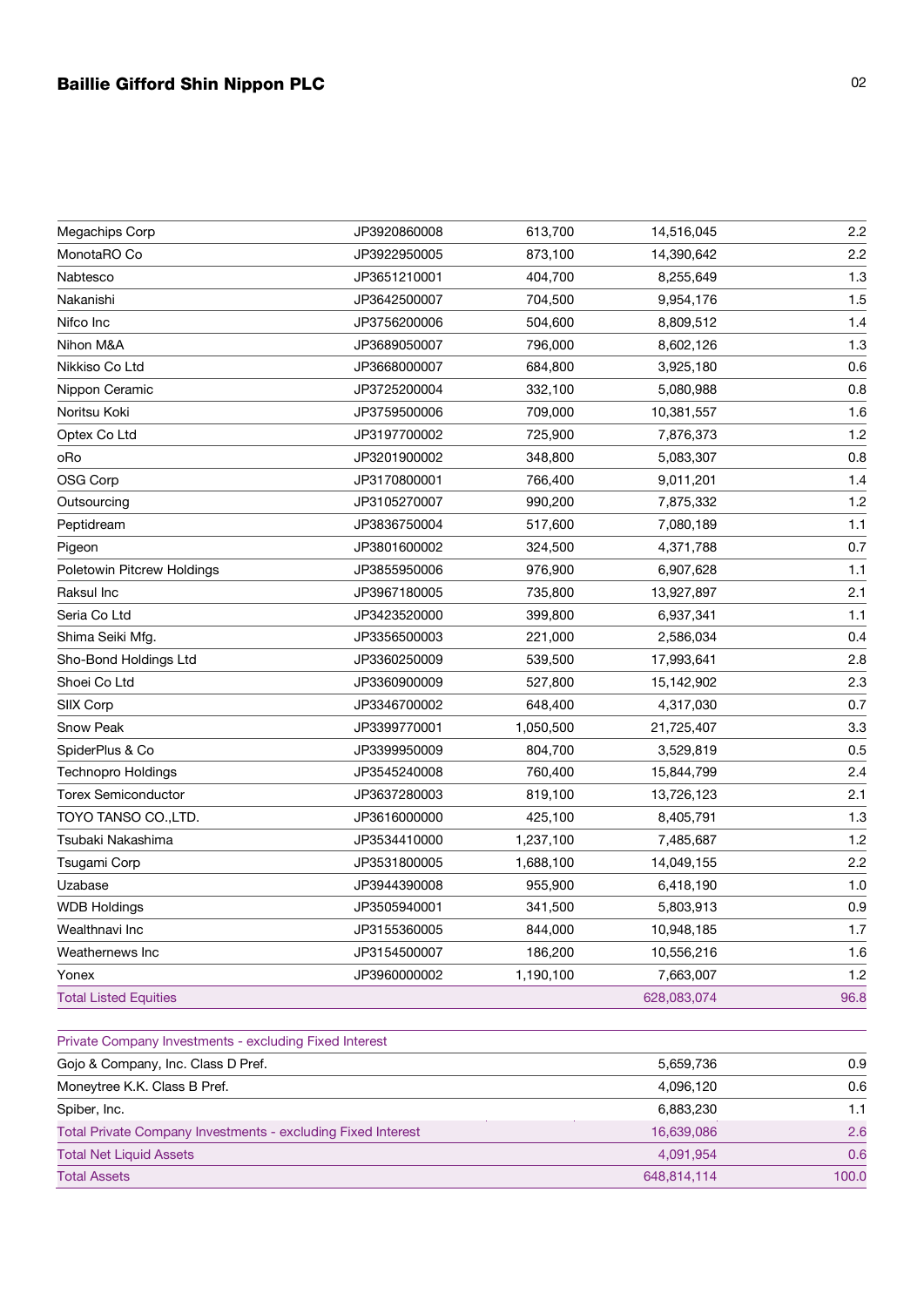| | | | | |
|---|---|---|---|---|
| Megachips Corp | JP3920860008 | 613,700 | 14,516,045 | 2.2 |
| MonotaRO Co | JP3922950005 | 873,100 | 14,390,642 | 2.2 |
| Nabtesco | JP3651210001 | 404,700 | 8,255,649 | 1.3 |
| Nakanishi | JP3642500007 | 704,500 | 9,954,176 | 1.5 |
| Nifco Inc | JP3756200006 | 504,600 | 8,809,512 | 1.4 |
| Nihon M&A | JP3689050007 | 796,000 | 8,602,126 | 1.3 |
| Nikkiso Co Ltd | JP3668000007 | 684,800 | 3,925,180 | 0.6 |
| Nippon Ceramic | JP3725200004 | 332,100 | 5,080,988 | 0.8 |
| Noritsu Koki | JP3759500006 | 709,000 | 10,381,557 | 1.6 |
| Optex Co Ltd | JP3197700002 | 725,900 | 7,876,373 | 1.2 |
| oRo | JP3201900002 | 348,800 | 5,083,307 | 0.8 |
| OSG Corp | JP3170800001 | 766,400 | 9,011,201 | 1.4 |
| Outsourcing | JP3105270007 | 990,200 | 7,875,332 | 1.2 |
| Peptidream | JP3836750004 | 517,600 | 7,080,189 | 1.1 |
| Pigeon | JP3801600002 | 324,500 | 4,371,788 | 0.7 |
| Poletowin Pitcrew Holdings | JP3855950006 | 976,900 | 6,907,628 | 1.1 |
| Raksul Inc | JP3967180005 | 735,800 | 13,927,897 | 2.1 |
| Seria Co Ltd | JP3423520000 | 399,800 | 6,937,341 | 1.1 |
| Shima Seiki Mfg. | JP3356500003 | 221,000 | 2,586,034 | 0.4 |
| Sho-Bond Holdings Ltd | JP3360250009 | 539,500 | 17,993,641 | 2.8 |
| Shoei Co Ltd | JP3360900009 | 527,800 | 15,142,902 | 2.3 |
| SIIX Corp | JP3346700002 | 648,400 | 4,317,030 | 0.7 |
| Snow Peak | JP3399770001 | 1,050,500 | 21,725,407 | 3.3 |
| SpiderPlus & Co | JP3399950009 | 804,700 | 3,529,819 | 0.5 |
| Technopro Holdings | JP3545240008 | 760,400 | 15,844,799 | 2.4 |
| Torex Semiconductor | JP3637280003 | 819,100 | 13,726,123 | 2.1 |
| TOYO TANSO CO.,LTD. | JP3616000000 | 425,100 | 8,405,791 | 1.3 |
| Tsubaki Nakashima | JP3534410000 | 1,237,100 | 7,485,687 | 1.2 |
| Tsugami Corp | JP3531800005 | 1,688,100 | 14,049,155 | 2.2 |
| Uzabase | JP3944390008 | 955,900 | 6,418,190 | 1.0 |
| WDB Holdings | JP3505940001 | 341,500 | 5,803,913 | 0.9 |
| Wealthnavi Inc | JP3155360005 | 844,000 | 10,948,185 | 1.7 |
| Weathernews Inc | JP3154500007 | 186,200 | 10,556,216 | 1.6 |
| Yonex | JP3960000002 | 1,190,100 | 7,663,007 | 1.2 |
| Total Listed Equities | | | 628,083,074 | 96.8 |
| | | | | |
| Private Company Investments - excluding Fixed Interest | | | | |
| Gojo & Company, Inc. Class D Pref. | | | 5,659,736 | 0.9 |
| Moneytree K.K. Class B Pref. | | | 4,096,120 | 0.6 |
| Spiber, Inc. | | | 6,883,230 | 1.1 |
| Total Private Company Investments - excluding Fixed Interest | | | 16,639,086 | 2.6 |
| Total Net Liquid Assets | | | 4,091,954 | 0.6 |
| Total Assets | | | 648,814,114 | 100.0 |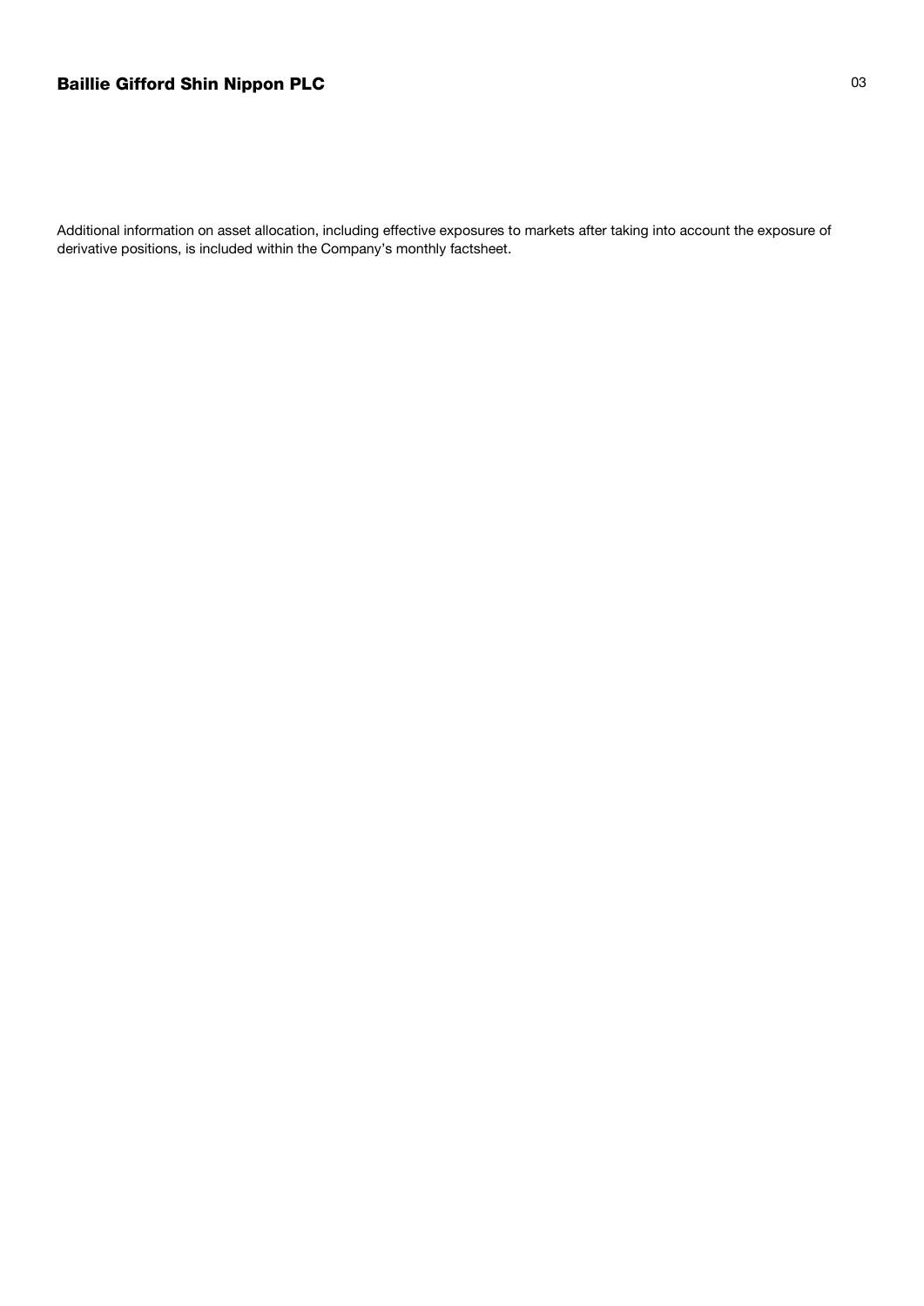Additional information on asset allocation, including effective exposures to markets after taking into account the exposure of derivative positions, is included within the Company's monthly factsheet.